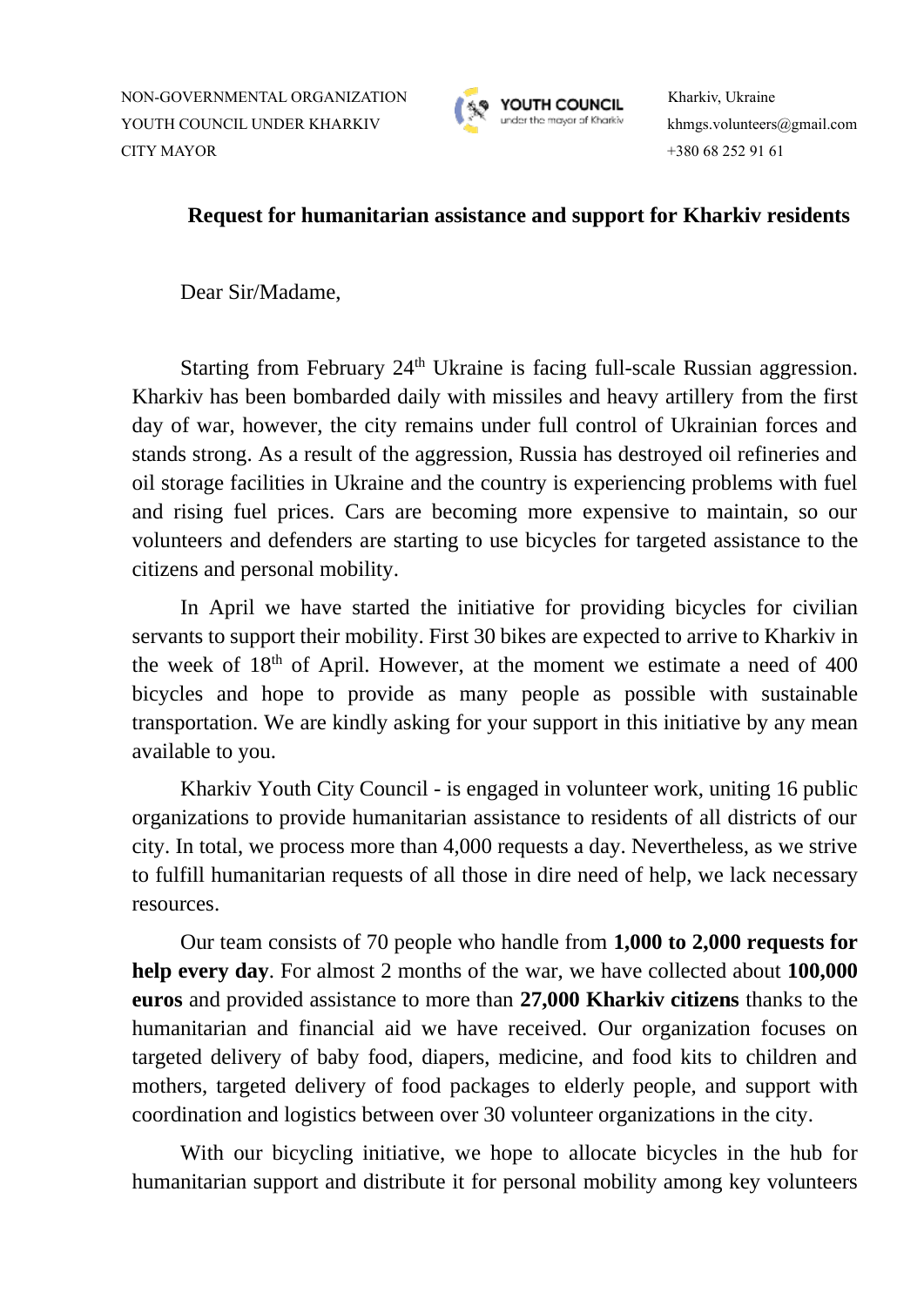NON-GOVERNMENTAL ORGANIZATION
YOUTH COUNCIL UNDER KHARKIV
CITY MAYOR

YOUTH COUNCIL
under the mayor of Kharkiv

Kharkiv, Ukraine
khmgs.volunteers@gmail.com
+380 68 252 91 61

**Request for humanitarian assistance and support for Kharkiv residents**

Dear Sir/Madame,

Starting from February 24th Ukraine is facing full-scale Russian aggression. Kharkiv has been bombarded daily with missiles and heavy artillery from the first day of war, however, the city remains under full control of Ukrainian forces and stands strong. As a result of the aggression, Russia has destroyed oil refineries and oil storage facilities in Ukraine and the country is experiencing problems with fuel and rising fuel prices. Cars are becoming more expensive to maintain, so our volunteers and defenders are starting to use bicycles for targeted assistance to the citizens and personal mobility.

In April we have started the initiative for providing bicycles for civilian servants to support their mobility. First 30 bikes are expected to arrive to Kharkiv in the week of 18th of April. However, at the moment we estimate a need of 400 bicycles and hope to provide as many people as possible with sustainable transportation. We are kindly asking for your support in this initiative by any mean available to you.

Kharkiv Youth City Council - is engaged in volunteer work, uniting 16 public organizations to provide humanitarian assistance to residents of all districts of our city. In total, we process more than 4,000 requests a day. Nevertheless, as we strive to fulfill humanitarian requests of all those in dire need of help, we lack necessary resources.

Our team consists of 70 people who handle from **1,000 to 2,000 requests for help every day**. For almost 2 months of the war, we have collected about **100,000 euros** and provided assistance to more than **27,000 Kharkiv citizens** thanks to the humanitarian and financial aid we have received. Our organization focuses on targeted delivery of baby food, diapers, medicine, and food kits to children and mothers, targeted delivery of food packages to elderly people, and support with coordination and logistics between over 30 volunteer organizations in the city.

With our bicycling initiative, we hope to allocate bicycles in the hub for humanitarian support and distribute it for personal mobility among key volunteers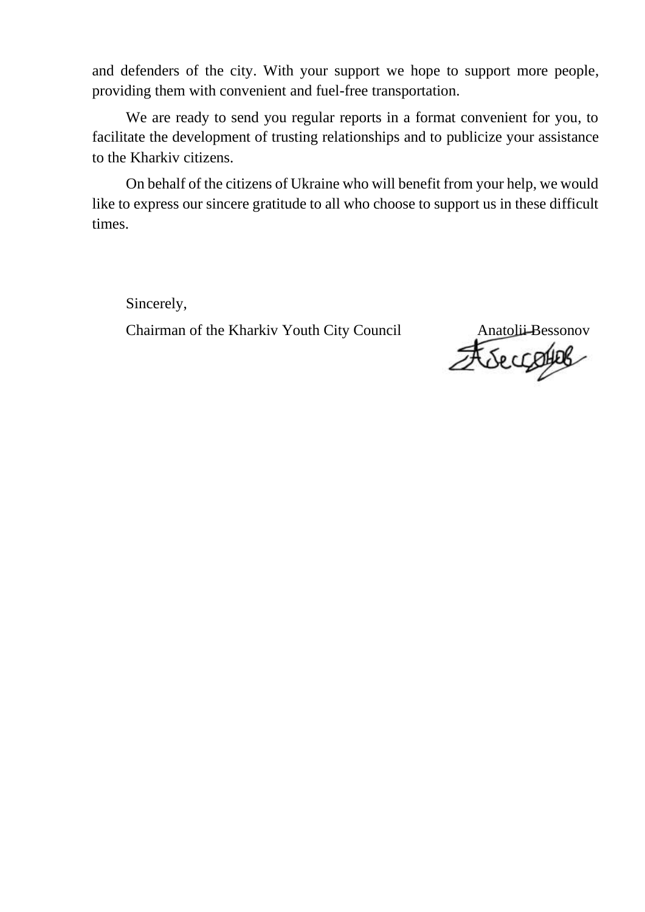and defenders of the city. With your support we hope to support more people, providing them with convenient and fuel-free transportation.

We are ready to send you regular reports in a format convenient for you, to facilitate the development of trusting relationships and to publicize your assistance to the Kharkiv citizens.

On behalf of the citizens of Ukraine who will benefit from your help, we would like to express our sincere gratitude to all who choose to support us in these difficult times.

Sincerely,

Chairman of the Kharkiv Youth City Council Anatolii Bessonov